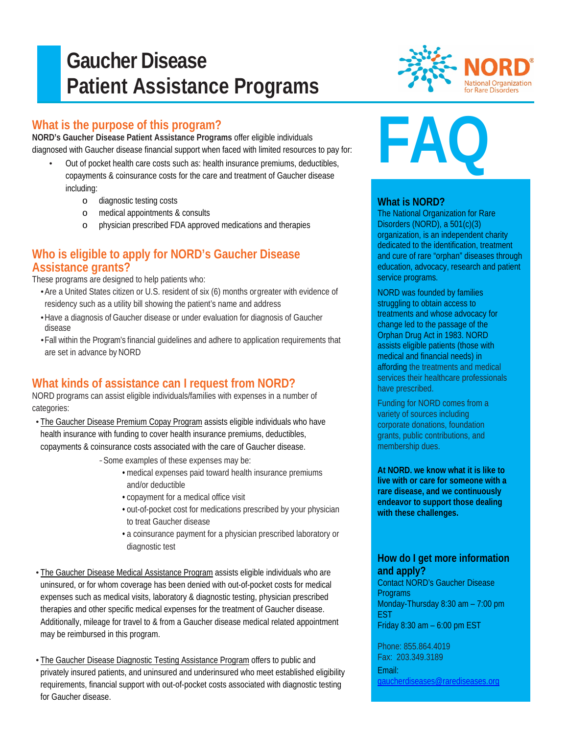# Gaucher Disease Patient Assistance Programs

NORD® National Organization for Rare Disorders

## What is the purpose of this program?

**NORD's Gaucher Disease Patient Assistance Programs** offer eligible individuals diagnosed with Gaucher disease financial support when faced with limited resources to pay for:

- Out of pocket health care costs such as: health insurance premiums, deductibles, copayments & coinsurance costs for the care and treatment of Gaucher disease including:
  - diagnostic testing costs
  - medical appointments & consults
  - physician prescribed FDA approved medications and therapies

## Who is eligible to apply for NORD's Gaucher Disease Assistance grants?

These programs are designed to help patients who:

- Are a United States citizen or U.S. resident of six (6) months or greater with evidence of residency such as a utility bill showing the patient's name and address
- Have a diagnosis of Gaucher disease or under evaluation for diagnosis of Gaucher disease
- Fall within the Program's financial guidelines and adhere to application requirements that are set in advance by NORD

## What kinds of assistance can I request from NORD?

NORD programs can assist eligible individuals/families with expenses in a number of categories:

- The Gaucher Disease Premium Copay Program assists eligible individuals who have health insurance with funding to cover health insurance premiums, deductibles, copayments & coinsurance costs associated with the care of Gaucher disease.
  - Some examples of these expenses may be:
    - medical expenses paid toward health insurance premiums and/or deductible
    - copayment for a medical office visit
    - out-of-pocket cost for medications prescribed by your physician to treat Gaucher disease
    - a coinsurance payment for a physician prescribed laboratory or diagnostic test
- The Gaucher Disease Medical Assistance Program assists eligible individuals who are uninsured, or for whom coverage has been denied with out-of-pocket costs for medical expenses such as medical visits, laboratory & diagnostic testing, physician prescribed therapies and other specific medical expenses for the treatment of Gaucher disease. Additionally, mileage for travel to & from a Gaucher disease medical related appointment may be reimbursed in this program.
- The Gaucher Disease Diagnostic Testing Assistance Program offers to public and privately insured patients, and uninsured and underinsured who meet established eligibility requirements, financial support with out-of-pocket costs associated with diagnostic testing for Gaucher disease.

# FAQ

### What is NORD?

The National Organization for Rare Disorders (NORD), a 501(c)(3) organization, is an independent charity dedicated to the identification, treatment and cure of rare "orphan" diseases through education, advocacy, research and patient service programs.

NORD was founded by families struggling to obtain access to treatments and whose advocacy for change led to the passage of the Orphan Drug Act in 1983. NORD assists eligible patients (those with medical and financial needs) in affording the treatments and medical services their healthcare professionals have prescribed.

Funding for NORD comes from a variety of sources including corporate donations, foundation grants, public contributions, and membership dues.

**At NORD. we know what it is like to live with or care for someone with a rare disease, and we continuously endeavor to support those dealing with these challenges.**

### How do I get more information and apply?

Contact NORD's Gaucher Disease Programs
Monday-Thursday 8:30 am – 7:00 pm EST
Friday 8:30 am – 6:00 pm EST

Phone: 855.864.4019
Fax: 203.349.3189
Email:
gaucherdiseases@rarediseases.org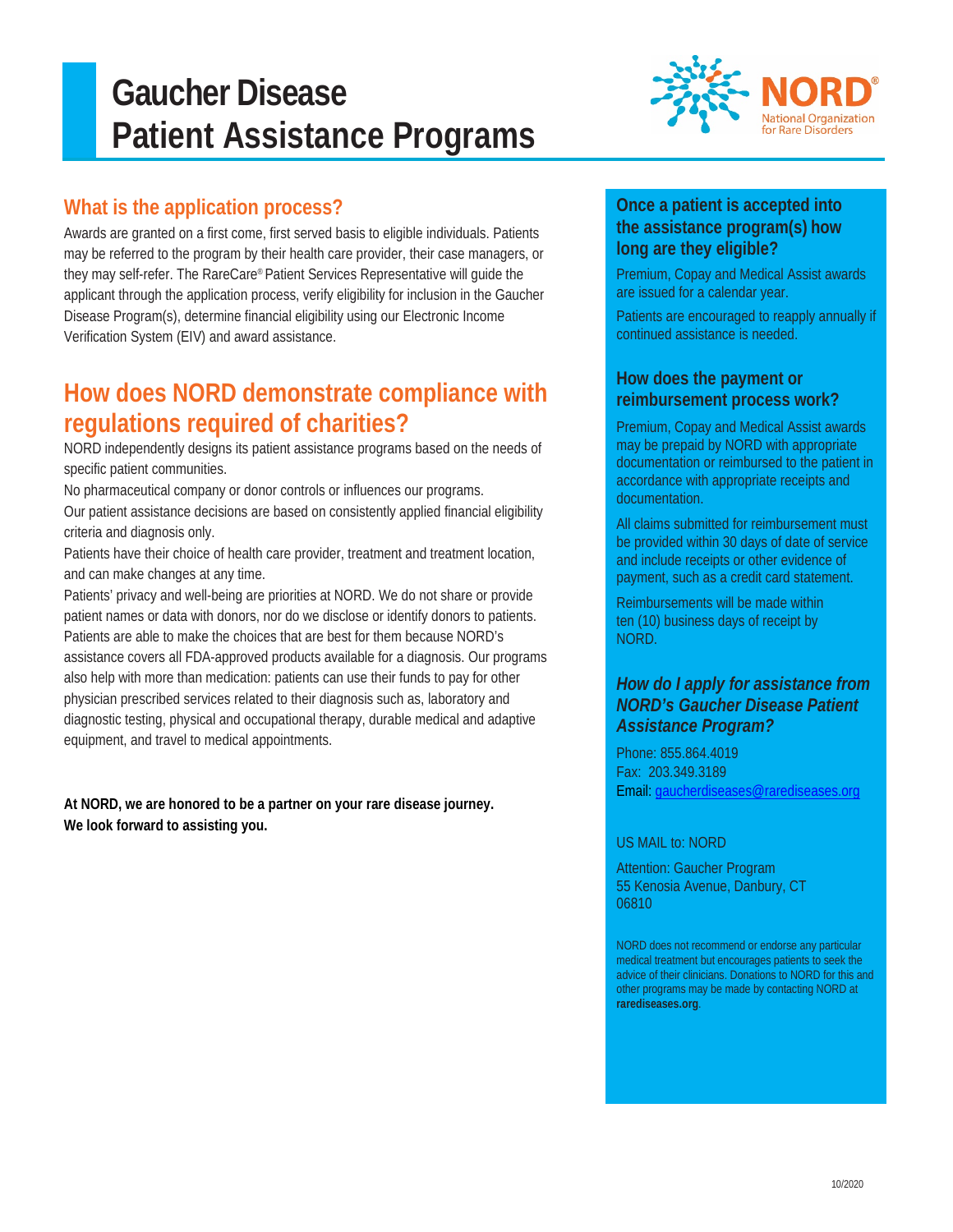# Gaucher Disease Patient Assistance Programs

## What is the application process?

Awards are granted on a first come, first served basis to eligible individuals. Patients may be referred to the program by their health care provider, their case managers, or they may self-refer. The RareCare® Patient Services Representative will guide the applicant through the application process, verify eligibility for inclusion in the Gaucher Disease Program(s), determine financial eligibility using our Electronic Income Verification System (EIV) and award assistance.

## How does NORD demonstrate compliance with regulations required of charities?

NORD independently designs its patient assistance programs based on the needs of specific patient communities.

No pharmaceutical company or donor controls or influences our programs.

Our patient assistance decisions are based on consistently applied financial eligibility criteria and diagnosis only.

Patients have their choice of health care provider, treatment and treatment location, and can make changes at any time.

Patients' privacy and well-being are priorities at NORD. We do not share or provide patient names or data with donors, nor do we disclose or identify donors to patients.

Patients are able to make the choices that are best for them because NORD's assistance covers all FDA-approved products available for a diagnosis. Our programs also help with more than medication: patients can use their funds to pay for other physician prescribed services related to their diagnosis such as, laboratory and diagnostic testing, physical and occupational therapy, durable medical and adaptive equipment, and travel to medical appointments.

**At NORD, we are honored to be a partner on your rare disease journey. We look forward to assisting you.**

### Once a patient is accepted into the assistance program(s) how long are they eligible?

Premium, Copay and Medical Assist awards are issued for a calendar year.

Patients are encouraged to reapply annually if continued assistance is needed.

### How does the payment or reimbursement process work?

Premium, Copay and Medical Assist awards may be prepaid by NORD with appropriate documentation or reimbursed to the patient in accordance with appropriate receipts and documentation.

All claims submitted for reimbursement must be provided within 30 days of date of service and include receipts or other evidence of payment, such as a credit card statement.

Reimbursements will be made within ten (10) business days of receipt by NORD.

### *How do I apply for assistance from NORD's Gaucher Disease Patient Assistance Program?*

Phone: 855.864.4019
Fax: 203.349.3189
Email: gaucherdiseases@rarediseases.org

US MAIL to: NORD

Attention: Gaucher Program
55 Kenosia Avenue, Danbury, CT
06810

NORD does not recommend or endorse any particular medical treatment but encourages patients to seek the advice of their clinicians. Donations to NORD for this and other programs may be made by contacting NORD at **rarediseases.org**.

10/2020